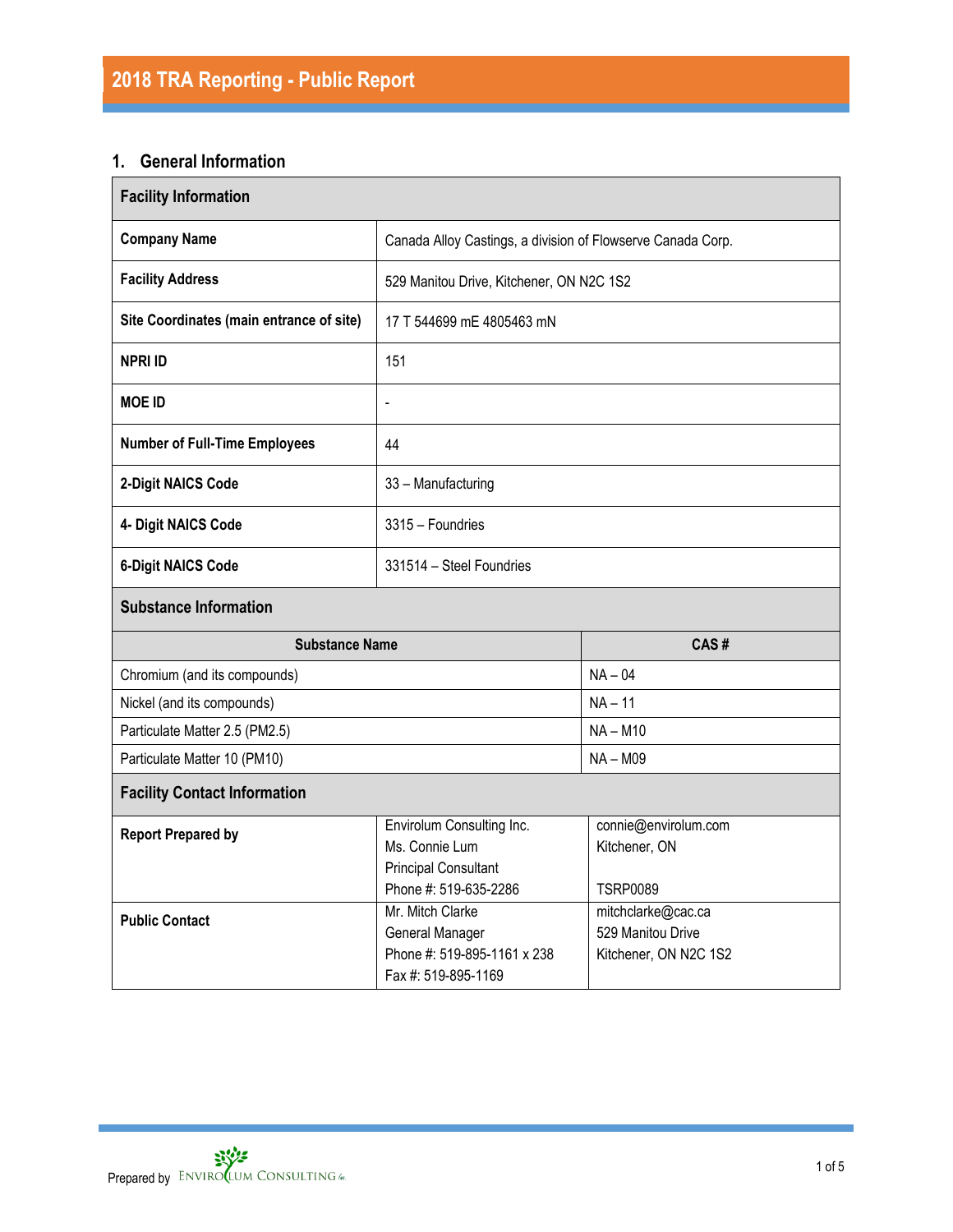# 2018 TRA Reporting - Public Report

## 1. General Information

| Facility Information | |
|---|---|
| **Company Name** | Canada Alloy Castings, a division of Flowserve Canada Corp. |
| **Facility Address** | 529 Manitou Drive, Kitchener, ON N2C 1S2 |
| **Site Coordinates (main entrance of site)** | 17 T 544699 mE 4805463 mN |
| **NPRI ID** | 151 |
| **MOE ID** | - |
| **Number of Full-Time Employees** | 44 |
| **2-Digit NAICS Code** | 33 – Manufacturing |
| **4- Digit NAICS Code** | 3315 – Foundries |
| **6-Digit NAICS Code** | 331514 – Steel Foundries |

**Substance Information**

| Substance Name | CAS # |
|---|---|
| Chromium (and its compounds) | NA – 04 |
| Nickel (and its compounds) | NA – 11 |
| Particulate Matter 2.5 (PM2.5) | NA – M10 |
| Particulate Matter 10 (PM10) | NA – M09 |

**Facility Contact Information**

| | | |
|---|---|---|
| **Report Prepared by** | Envirolum Consulting Inc.<br>Ms. Connie Lum<br>Principal Consultant<br>Phone #: 519-635-2286 | connie@envirolum.com<br>Kitchener, ON<br><br>TSRP0089 |
| **Public Contact** | Mr. Mitch Clarke<br>General Manager<br>Phone #: 519-895-1161 x 238<br>Fax #: 519-895-1169 | mitchclarke@cac.ca<br>529 Manitou Drive<br>Kitchener, ON N2C 1S2 |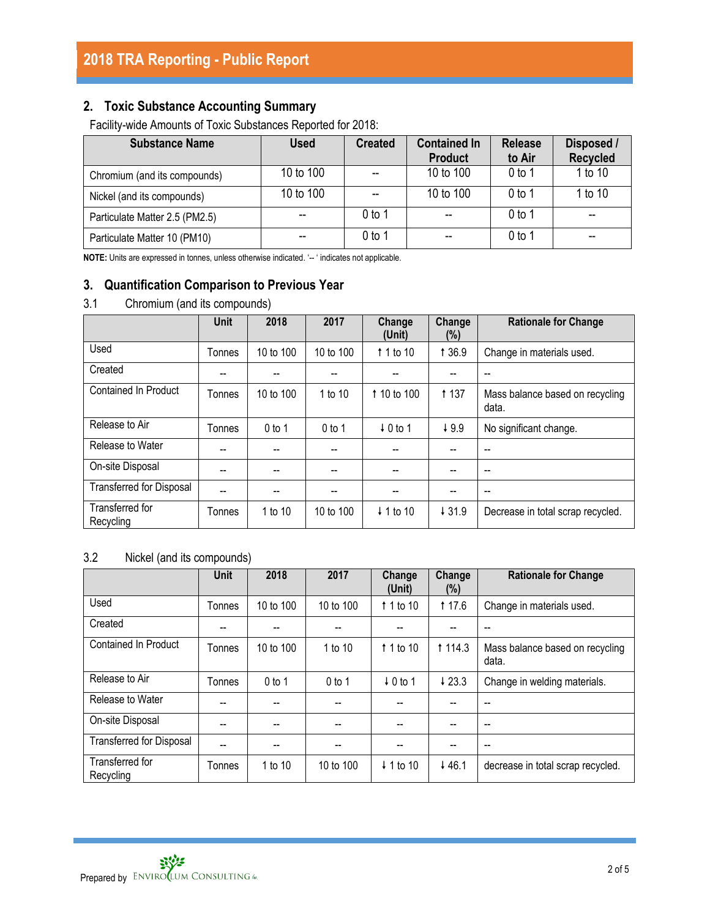## 2. Toxic Substance Accounting Summary

Facility-wide Amounts of Toxic Substances Reported for 2018:

| Substance Name | Used | Created | Contained In Product | Release to Air | Disposed / Recycled |
|---|---|---|---|---|---|
| Chromium (and its compounds) | 10 to 100 | -- | 10 to 100 | 0 to 1 | 1 to 10 |
| Nickel (and its compounds) | 10 to 100 | -- | 10 to 100 | 0 to 1 | 1 to 10 |
| Particulate Matter 2.5 (PM2.5) | -- | 0 to 1 | -- | 0 to 1 | -- |
| Particulate Matter 10 (PM10) | -- | 0 to 1 | -- | 0 to 1 | -- |

**NOTE:** Units are expressed in tonnes, unless otherwise indicated. '-- ' indicates not applicable.

## 3. Quantification Comparison to Previous Year

### 3.1 Chromium (and its compounds)

| | Unit | 2018 | 2017 | Change (Unit) | Change (%) | Rationale for Change |
|---|---|---|---|---|---|---|
| Used | Tonnes | 10 to 100 | 10 to 100 | ↑ 1 to 10 | ↑ 36.9 | Change in materials used. |
| Created | -- | -- | -- | -- | -- | -- |
| Contained In Product | Tonnes | 10 to 100 | 1 to 10 | ↑ 10 to 100 | ↑ 137 | Mass balance based on recycling data. |
| Release to Air | Tonnes | 0 to 1 | 0 to 1 | ↓ 0 to 1 | ↓ 9.9 | No significant change. |
| Release to Water | -- | -- | -- | -- | -- | -- |
| On-site Disposal | -- | -- | -- | -- | -- | -- |
| Transferred for Disposal | -- | -- | -- | -- | -- | -- |
| Transferred for Recycling | Tonnes | 1 to 10 | 10 to 100 | ↓ 1 to 10 | ↓ 31.9 | Decrease in total scrap recycled. |

### 3.2 Nickel (and its compounds)

| | Unit | 2018 | 2017 | Change (Unit) | Change (%) | Rationale for Change |
|---|---|---|---|---|---|---|
| Used | Tonnes | 10 to 100 | 10 to 100 | ↑ 1 to 10 | ↑ 17.6 | Change in materials used. |
| Created | -- | -- | -- | -- | -- | -- |
| Contained In Product | Tonnes | 10 to 100 | 1 to 10 | ↑ 1 to 10 | ↑ 114.3 | Mass balance based on recycling data. |
| Release to Air | Tonnes | 0 to 1 | 0 to 1 | ↓ 0 to 1 | ↓ 23.3 | Change in welding materials. |
| Release to Water | -- | -- | -- | -- | -- | -- |
| On-site Disposal | -- | -- | -- | -- | -- | -- |
| Transferred for Disposal | -- | -- | -- | -- | -- | -- |
| Transferred for Recycling | Tonnes | 1 to 10 | 10 to 100 | ↓ 1 to 10 | ↓ 46.1 | decrease in total scrap recycled. |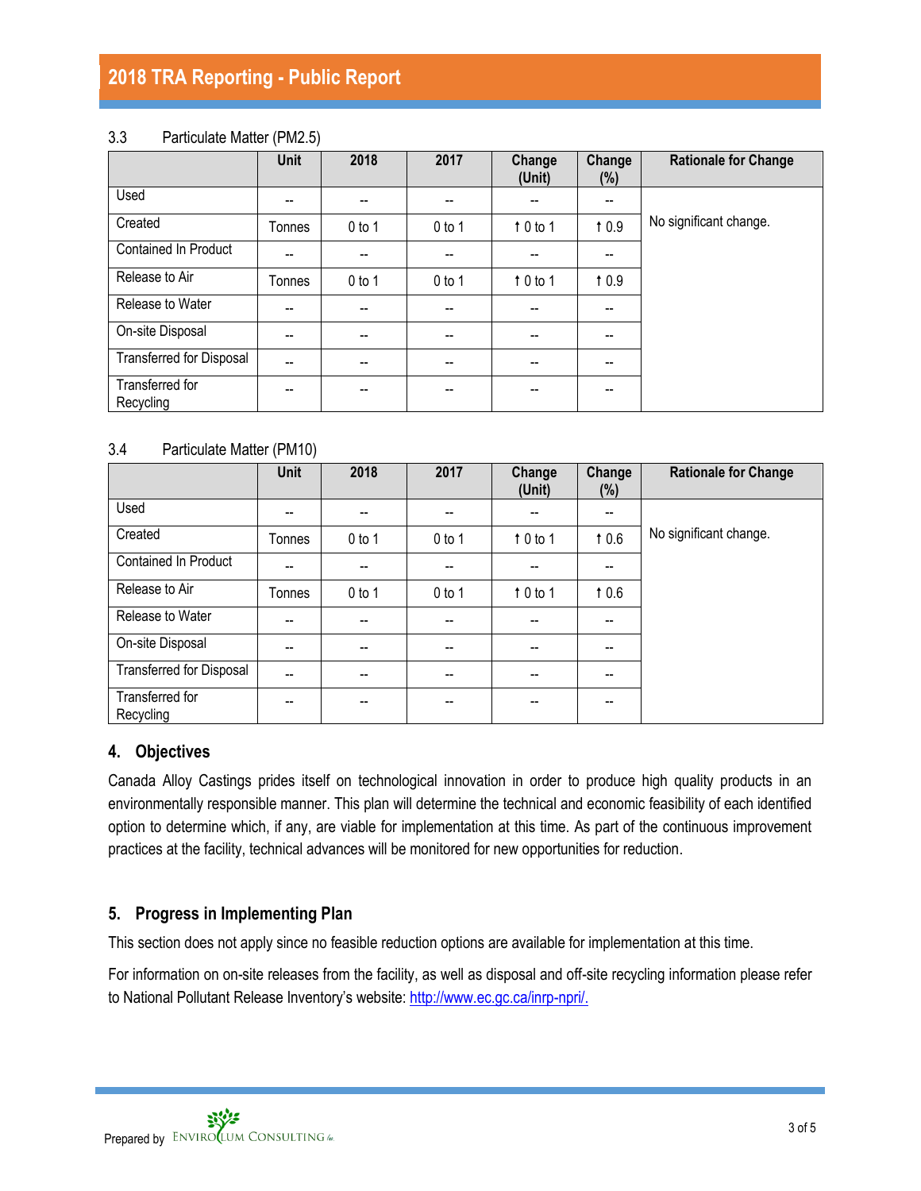### 3.3 Particulate Matter (PM2.5)

| | Unit | 2018 | 2017 | Change (Unit) | Change (%) | Rationale for Change |
|---|---|---|---|---|---|---|
| Used | -- | -- | -- | -- | -- | No significant change. |
| Created | Tonnes | 0 to 1 | 0 to 1 | ↑ 0 to 1 | ↑ 0.9 | |
| Contained In Product | -- | -- | -- | -- | -- | |
| Release to Air | Tonnes | 0 to 1 | 0 to 1 | ↑ 0 to 1 | ↑ 0.9 | |
| Release to Water | -- | -- | -- | -- | -- | |
| On-site Disposal | -- | -- | -- | -- | -- | |
| Transferred for Disposal | -- | -- | -- | -- | -- | |
| Transferred for Recycling | -- | -- | -- | -- | -- | |

### 3.4 Particulate Matter (PM10)

| | Unit | 2018 | 2017 | Change (Unit) | Change (%) | Rationale for Change |
|---|---|---|---|---|---|---|
| Used | -- | -- | -- | -- | -- | No significant change. |
| Created | Tonnes | 0 to 1 | 0 to 1 | ↑ 0 to 1 | ↑ 0.6 | |
| Contained In Product | -- | -- | -- | -- | -- | |
| Release to Air | Tonnes | 0 to 1 | 0 to 1 | ↑ 0 to 1 | ↑ 0.6 | |
| Release to Water | -- | -- | -- | -- | -- | |
| On-site Disposal | -- | -- | -- | -- | -- | |
| Transferred for Disposal | -- | -- | -- | -- | -- | |
| Transferred for Recycling | -- | -- | -- | -- | -- | |

## 4. Objectives

Canada Alloy Castings prides itself on technological innovation in order to produce high quality products in an environmentally responsible manner. This plan will determine the technical and economic feasibility of each identified option to determine which, if any, are viable for implementation at this time. As part of the continuous improvement practices at the facility, technical advances will be monitored for new opportunities for reduction.

## 5. Progress in Implementing Plan

This section does not apply since no feasible reduction options are available for implementation at this time.

For information on on-site releases from the facility, as well as disposal and off-site recycling information please refer to National Pollutant Release Inventory's website: http://www.ec.gc.ca/inrp-npri/.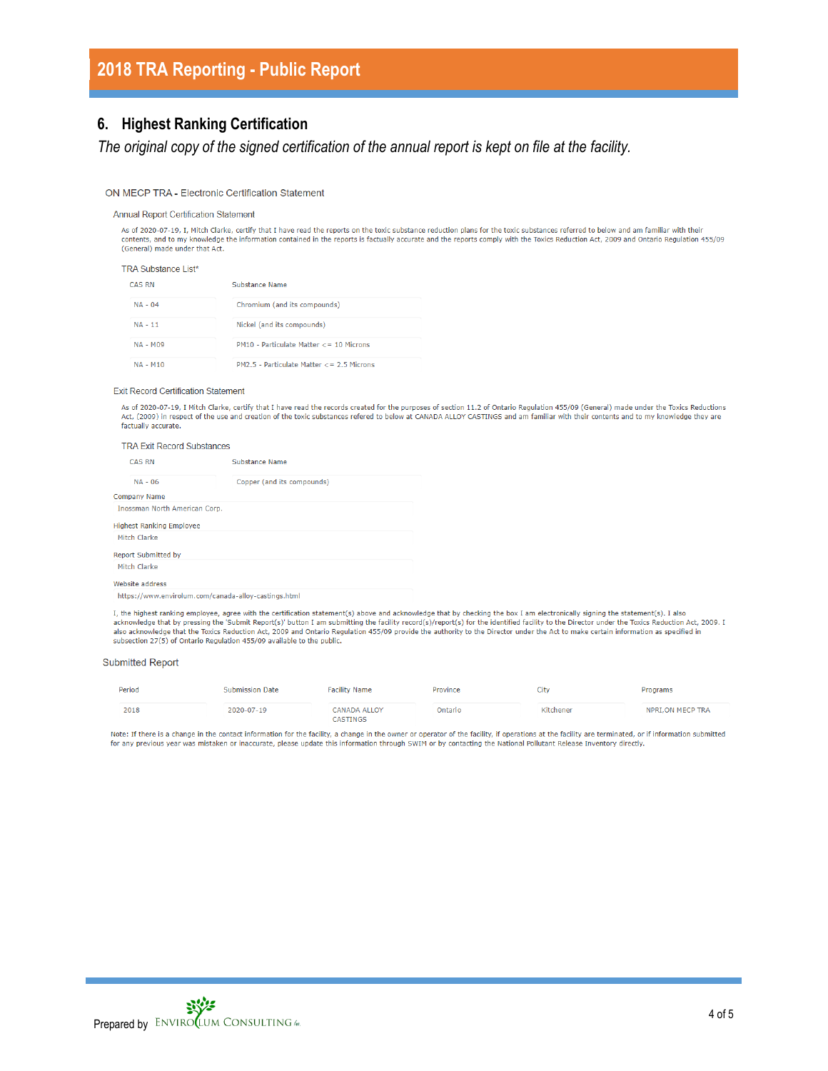## 6. Highest Ranking Certification

*The original copy of the signed certification of the annual report is kept on file at the facility.*

ON MECP TRA - Electronic Certification Statement

Annual Report Certification Statement

As of 2020-07-19, I, Mitch Clarke, certify that I have read the reports on the toxic substance reduction plans for the toxic substances referred to below and am familiar with their contents, and to my knowledge the information contained in the reports is factually accurate and the reports comply with the Toxics Reduction Act, 2009 and Ontario Regulation 455/09 (General) made under that Act.

TRA Substance List*

| CAS RN | Substance Name |
|---|---|
| NA - 04 | Chromium (and its compounds) |
| NA - 11 | Nickel (and its compounds) |
| NA - M09 | PM10 - Particulate Matter <= 10 Microns |
| NA - M10 | PM2.5 - Particulate Matter <= 2.5 Microns |

Exit Record Certification Statement

As of 2020-07-19, I Mitch Clarke, certify that I have read the records created for the purposes of section 11.2 of Ontario Regulation 455/09 (General) made under the Toxics Reductions Act, (2009) in respect of the use and creation of the toxic substances refered to below at CANADA ALLOY CASTINGS and am familiar with their contents and to my knowledge they are factually accurate.

TRA Exit Record Substances

| CAS RN | Substance Name |
|---|---|
| NA - 06 | Copper (and its compounds) |

Company Name
Inossman North American Corp.

Highest Ranking Employee
Mitch Clarke

Report Submitted by
Mitch Clarke

Website address
https://www.envirolum.com/canada-alloy-castings.html

I, the highest ranking employee, agree with the certification statement(s) above and acknowledge that by checking the box I am electronically signing the statement(s). I also acknowledge that by pressing the 'Submit Report(s)' button I am submitting the facility record(s)/report(s) for the identified facility to the Director under the Toxics Reduction Act, 2009. I also acknowledge that the Toxics Reduction Act, 2009 and Ontario Regulation 455/09 provide the authority to the Director under the Act to make certain information as specified in subsection 27(5) of Ontario Regulation 455/09 available to the public.

Submitted Report

| Period | Submission Date | Facility Name | Province | City | Programs |
|---|---|---|---|---|---|
| 2018 | 2020-07-19 | CANADA ALLOY CASTINGS | Ontario | Kitchener | NPRI,ON MECP TRA |

Note: If there is a change in the contact information for the facility, a change in the owner or operator of the facility, if operations at the facility are terminated, or if information submitted for any previous year was mistaken or inaccurate, please update this information through SWIM or by contacting the National Pollutant Release Inventory directly.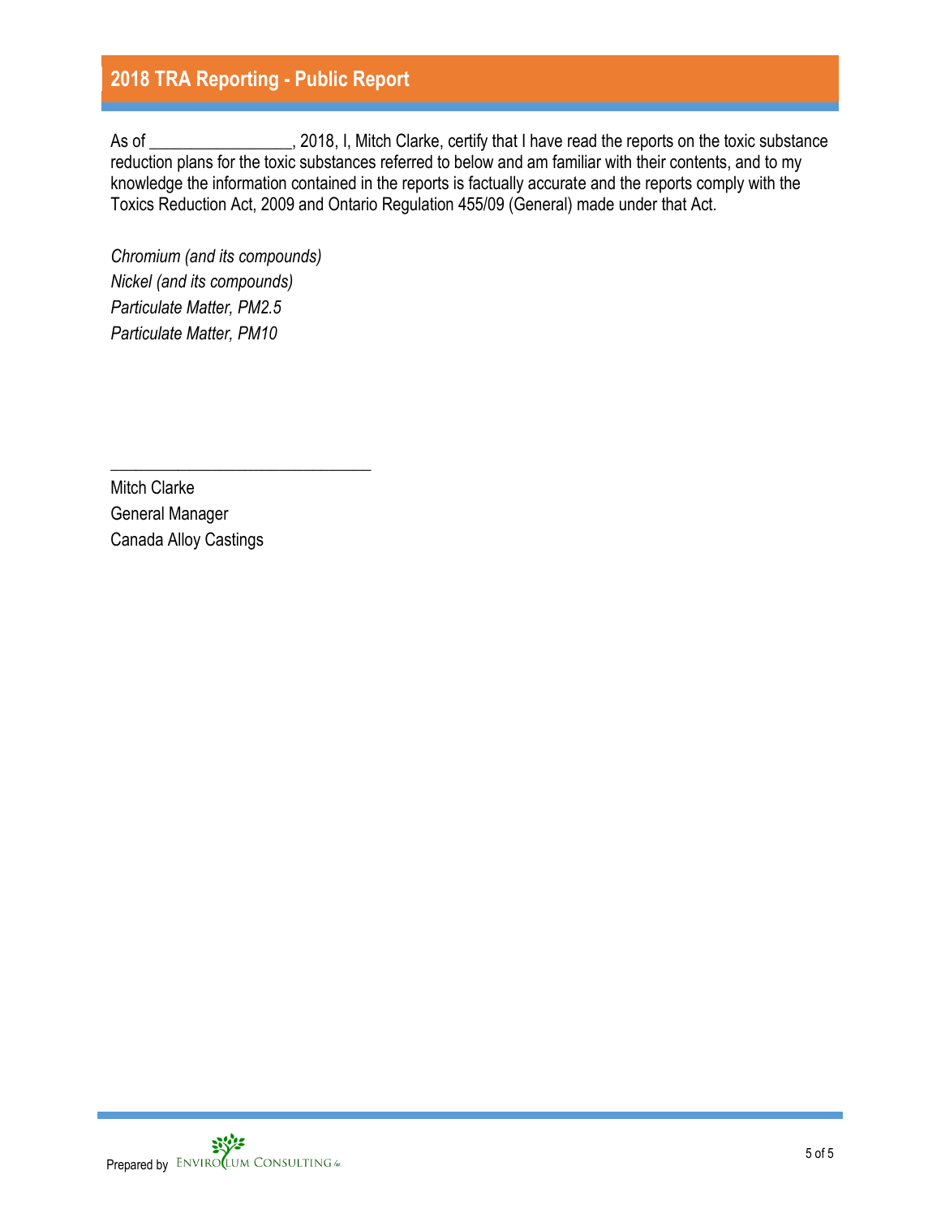As of _________________, 2018, I, Mitch Clarke, certify that I have read the reports on the toxic substance reduction plans for the toxic substances referred to below and am familiar with their contents, and to my knowledge the information contained in the reports is factually accurate and the reports comply with the Toxics Reduction Act, 2009 and Ontario Regulation 455/09 (General) made under that Act.

*Chromium (and its compounds)*
*Nickel (and its compounds)*
*Particulate Matter, PM2.5*
*Particulate Matter, PM10*

_______________________________

Mitch Clarke
General Manager
Canada Alloy Castings